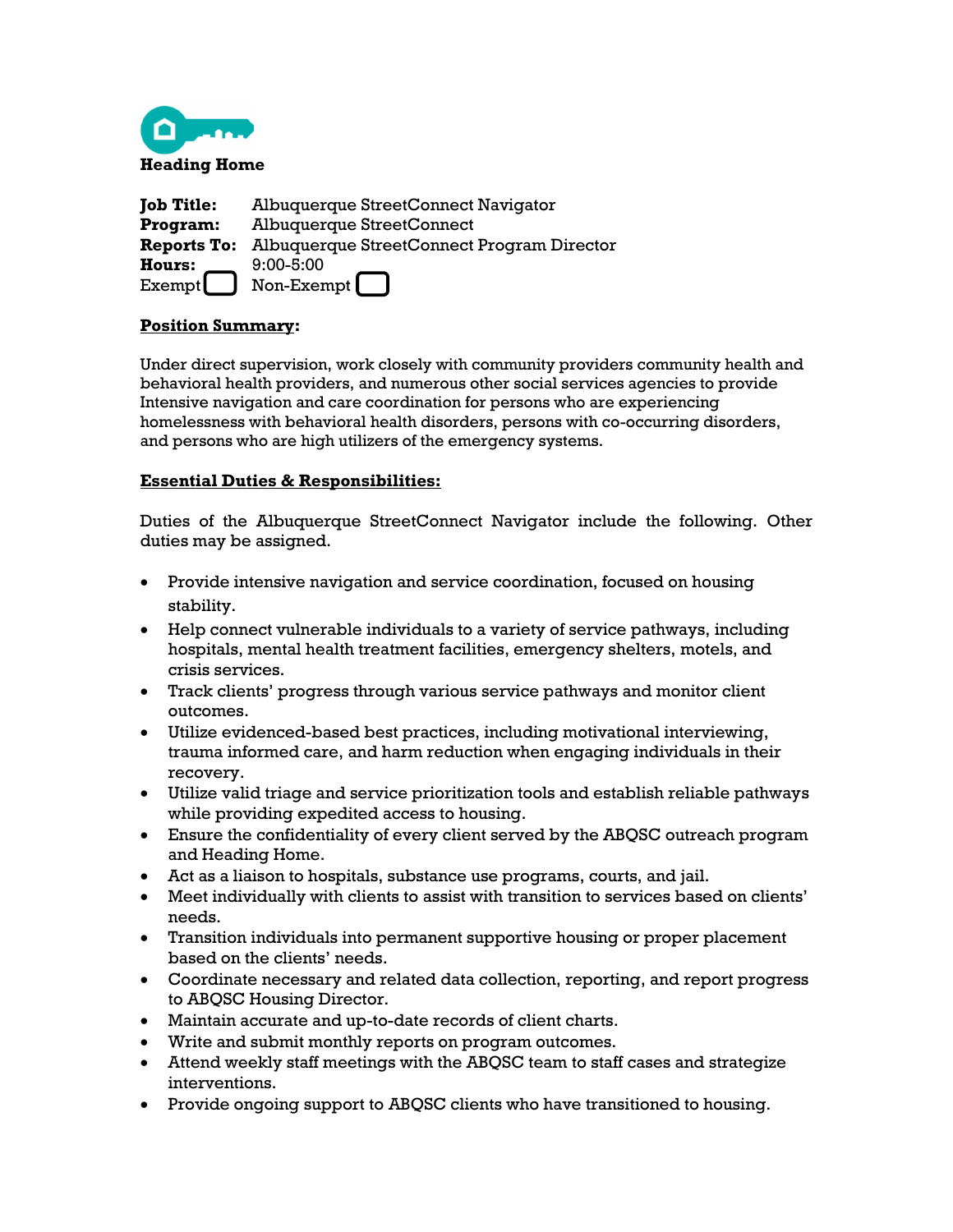**Heading Home**

**Job Title:** Albuquerque StreetConnect Navigator
**Program:** Albuquerque StreetConnect
**Reports To:** Albuquerque StreetConnect Program Director
**Hours:** 9:00-5:00
Exempt ☐ Non-Exempt ☐

**Position Summary:**

Under direct supervision, work closely with community providers community health and behavioral health providers, and numerous other social services agencies to provide Intensive navigation and care coordination for persons who are experiencing homelessness with behavioral health disorders, persons with co-occurring disorders, and persons who are high utilizers of the emergency systems.

**Essential Duties & Responsibilities:**

Duties of the Albuquerque StreetConnect Navigator include the following. Other duties may be assigned.

- Provide intensive navigation and service coordination, focused on housing stability.
- Help connect vulnerable individuals to a variety of service pathways, including hospitals, mental health treatment facilities, emergency shelters, motels, and crisis services.
- Track clients' progress through various service pathways and monitor client outcomes.
- Utilize evidenced-based best practices, including motivational interviewing, trauma informed care, and harm reduction when engaging individuals in their recovery.
- Utilize valid triage and service prioritization tools and establish reliable pathways while providing expedited access to housing.
- Ensure the confidentiality of every client served by the ABQSC outreach program and Heading Home.
- Act as a liaison to hospitals, substance use programs, courts, and jail.
- Meet individually with clients to assist with transition to services based on clients' needs.
- Transition individuals into permanent supportive housing or proper placement based on the clients' needs.
- Coordinate necessary and related data collection, reporting, and report progress to ABQSC Housing Director.
- Maintain accurate and up-to-date records of client charts.
- Write and submit monthly reports on program outcomes.
- Attend weekly staff meetings with the ABQSC team to staff cases and strategize interventions.
- Provide ongoing support to ABQSC clients who have transitioned to housing.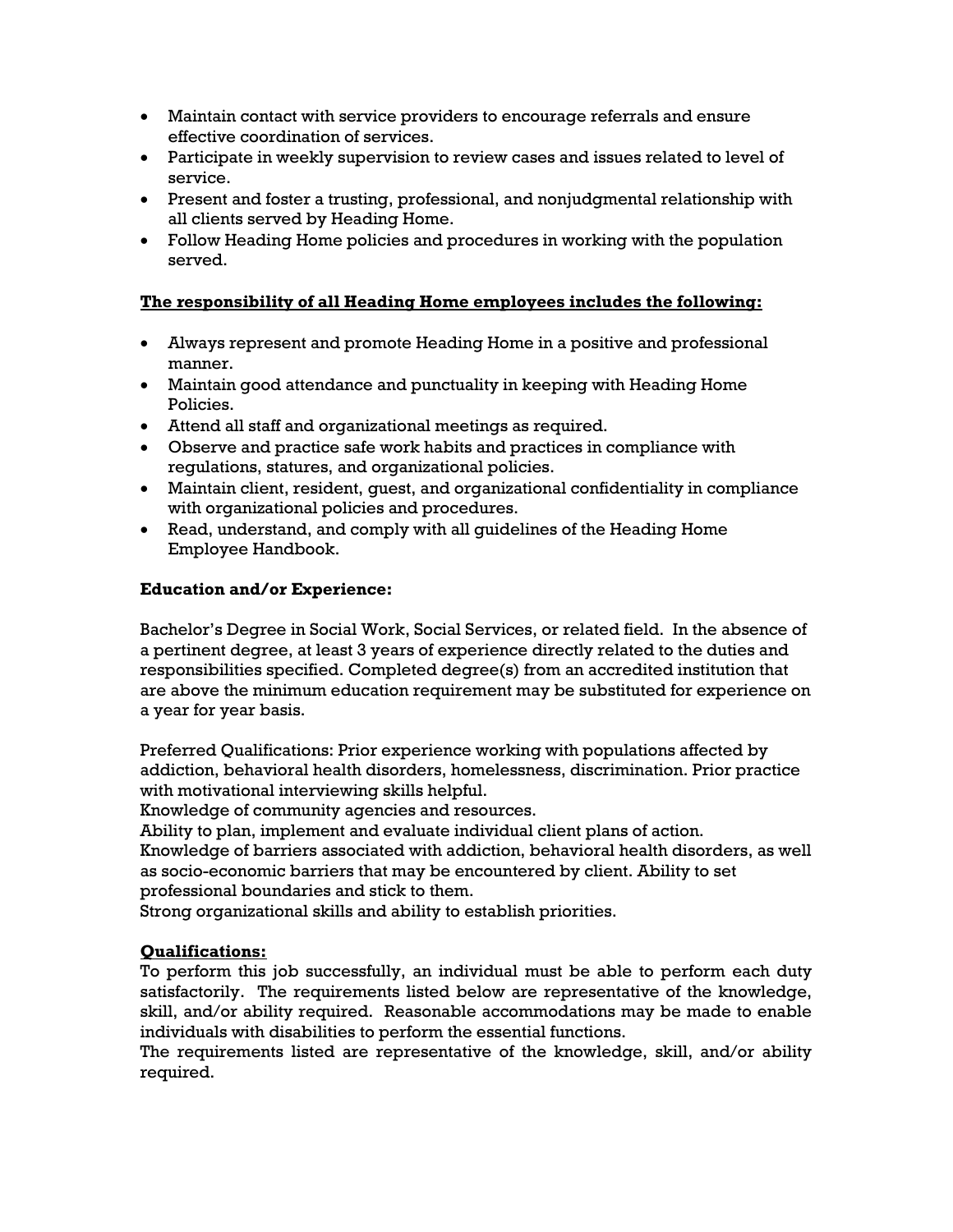- Maintain contact with service providers to encourage referrals and ensure effective coordination of services.
- Participate in weekly supervision to review cases and issues related to level of service.
- Present and foster a trusting, professional, and nonjudgmental relationship with all clients served by Heading Home.
- Follow Heading Home policies and procedures in working with the population served.

**The responsibility of all Heading Home employees includes the following:**

- Always represent and promote Heading Home in a positive and professional manner.
- Maintain good attendance and punctuality in keeping with Heading Home Policies.
- Attend all staff and organizational meetings as required.
- Observe and practice safe work habits and practices in compliance with regulations, statures, and organizational policies.
- Maintain client, resident, guest, and organizational confidentiality in compliance with organizational policies and procedures.
- Read, understand, and comply with all guidelines of the Heading Home Employee Handbook.

**Education and/or Experience:**

Bachelor's Degree in Social Work, Social Services, or related field. In the absence of a pertinent degree, at least 3 years of experience directly related to the duties and responsibilities specified. Completed degree(s) from an accredited institution that are above the minimum education requirement may be substituted for experience on a year for year basis.

Preferred Qualifications: Prior experience working with populations affected by addiction, behavioral health disorders, homelessness, discrimination. Prior practice with motivational interviewing skills helpful.
Knowledge of community agencies and resources.
Ability to plan, implement and evaluate individual client plans of action.
Knowledge of barriers associated with addiction, behavioral health disorders, as well as socio-economic barriers that may be encountered by client. Ability to set professional boundaries and stick to them.
Strong organizational skills and ability to establish priorities.

**Qualifications:**

To perform this job successfully, an individual must be able to perform each duty satisfactorily. The requirements listed below are representative of the knowledge, skill, and/or ability required. Reasonable accommodations may be made to enable individuals with disabilities to perform the essential functions.
The requirements listed are representative of the knowledge, skill, and/or ability required.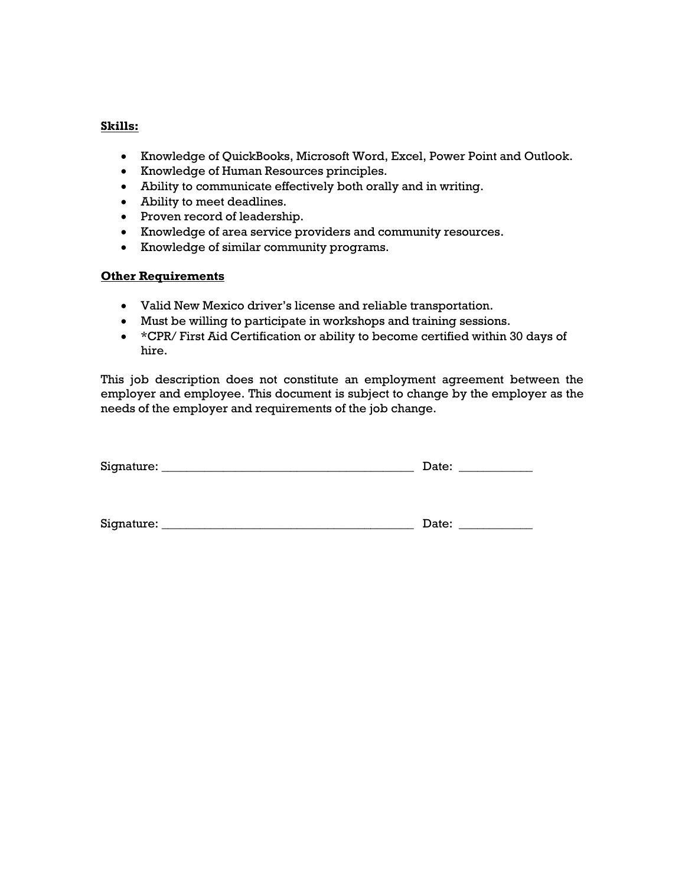**Skills:**

- Knowledge of QuickBooks, Microsoft Word, Excel, Power Point and Outlook.
- Knowledge of Human Resources principles.
- Ability to communicate effectively both orally and in writing.
- Ability to meet deadlines.
- Proven record of leadership.
- Knowledge of area service providers and community resources.
- Knowledge of similar community programs.

**Other Requirements**

- Valid New Mexico driver's license and reliable transportation.
- Must be willing to participate in workshops and training sessions.
- *CPR/ First Aid Certification or ability to become certified within 30 days of hire.

This job description does not constitute an employment agreement between the employer and employee. This document is subject to change by the employer as the needs of the employer and requirements of the job change.

Signature: ________________________________________ Date: ___________

Signature: ________________________________________ Date: ___________